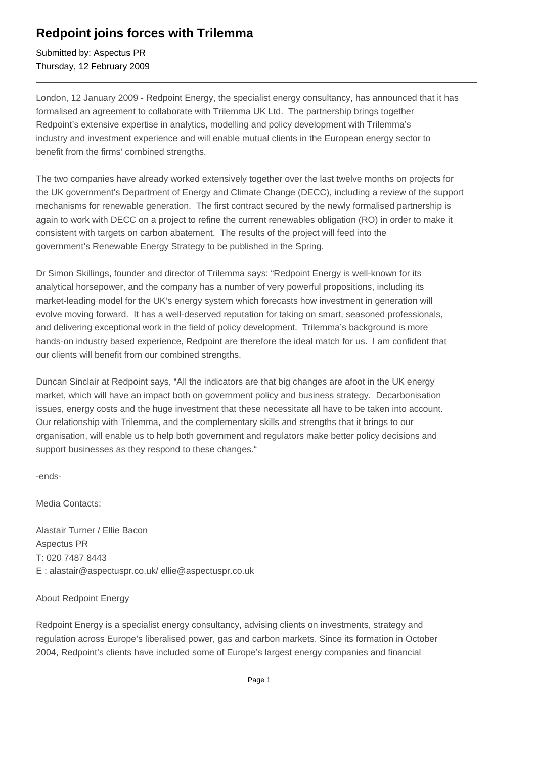# Redpoint joins forces with Trilemma

Submitted by: Aspectus PR
Thursday, 12 February 2009

---

London, 12 January 2009 - Redpoint Energy, the specialist energy consultancy, has announced that it has formalised an agreement to collaborate with Trilemma UK Ltd. The partnership brings together Redpoint's extensive expertise in analytics, modelling and policy development with Trilemma's industry and investment experience and will enable mutual clients in the European energy sector to benefit from the firms' combined strengths.

The two companies have already worked extensively together over the last twelve months on projects for the UK government's Department of Energy and Climate Change (DECC), including a review of the support mechanisms for renewable generation. The first contract secured by the newly formalised partnership is again to work with DECC on a project to refine the current renewables obligation (RO) in order to make it consistent with targets on carbon abatement. The results of the project will feed into the government's Renewable Energy Strategy to be published in the Spring.

Dr Simon Skillings, founder and director of Trilemma says: "Redpoint Energy is well-known for its analytical horsepower, and the company has a number of very powerful propositions, including its market-leading model for the UK's energy system which forecasts how investment in generation will evolve moving forward. It has a well-deserved reputation for taking on smart, seasoned professionals, and delivering exceptional work in the field of policy development. Trilemma's background is more hands-on industry based experience, Redpoint are therefore the ideal match for us. I am confident that our clients will benefit from our combined strengths.

Duncan Sinclair at Redpoint says, "All the indicators are that big changes are afoot in the UK energy market, which will have an impact both on government policy and business strategy. Decarbonisation issues, energy costs and the huge investment that these necessitate all have to be taken into account. Our relationship with Trilemma, and the complementary skills and strengths that it brings to our organisation, will enable us to help both government and regulators make better policy decisions and support businesses as they respond to these changes."

-ends-

Media Contacts:

Alastair Turner / Ellie Bacon
Aspectus PR
T: 020 7487 8443
E : alastair@aspectuspr.co.uk/ ellie@aspectuspr.co.uk

About Redpoint Energy

Redpoint Energy is a specialist energy consultancy, advising clients on investments, strategy and regulation across Europe's liberalised power, gas and carbon markets. Since its formation in October 2004, Redpoint's clients have included some of Europe's largest energy companies and financial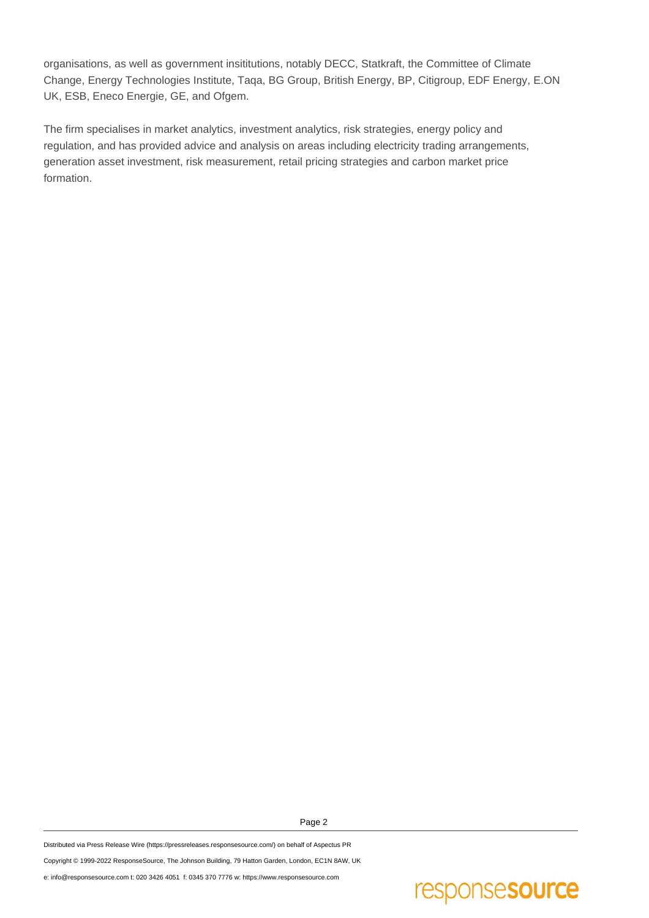organisations, as well as government insititutions, notably DECC, Statkraft, the Committee of Climate Change, Energy Technologies Institute, Taqa, BG Group, British Energy, BP, Citigroup, EDF Energy, E.ON UK, ESB, Eneco Energie, GE, and Ofgem.

The firm specialises in market analytics, investment analytics, risk strategies, energy policy and regulation, and has provided advice and analysis on areas including electricity trading arrangements, generation asset investment, risk measurement, retail pricing strategies and carbon market price formation.